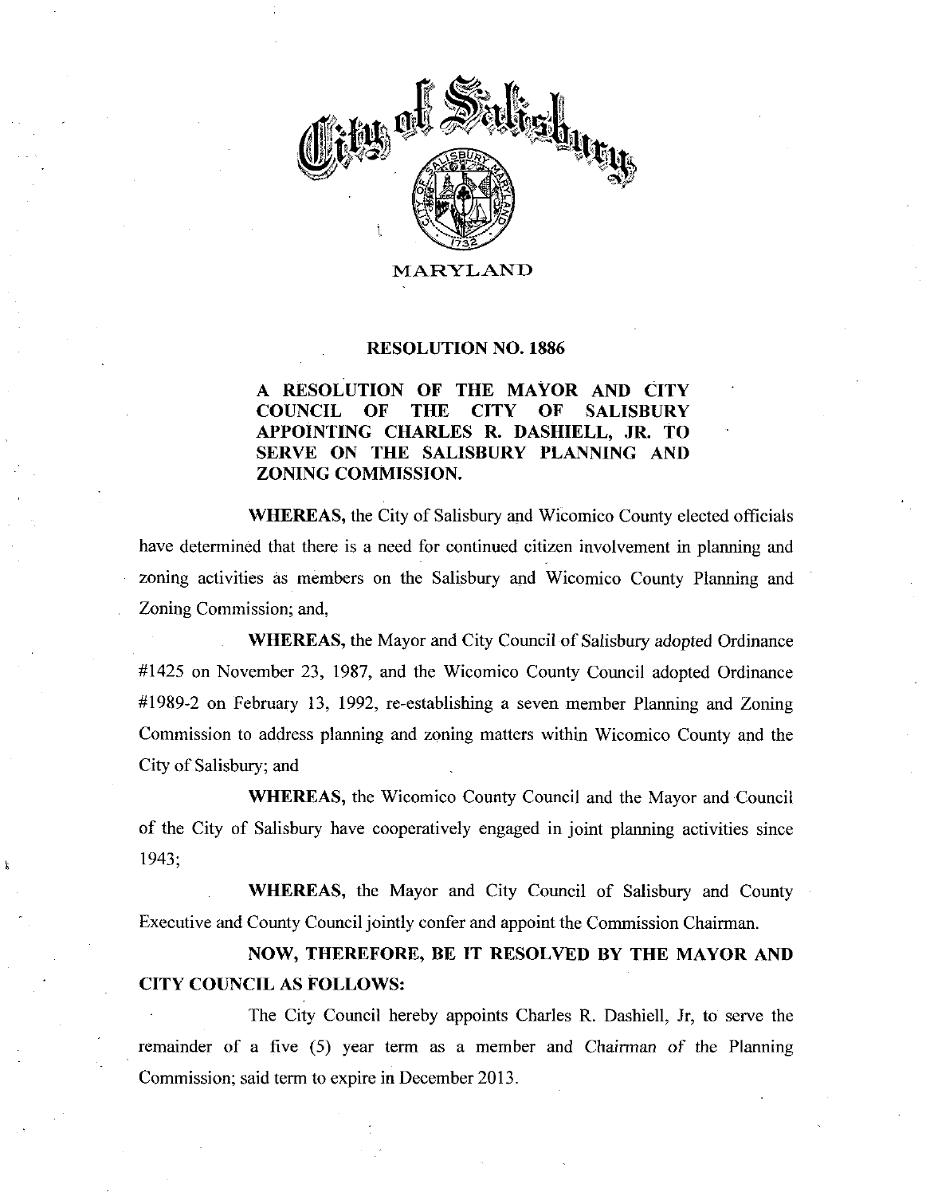# City of Salisbury

MARYLAND

## RESOLUTION NO. 1886

**A RESOLUTION OF THE MAYOR AND CITY COUNCIL OF THE CITY OF SALISBURY APPOINTING CHARLES R. DASHIELL, JR. TO SERVE ON THE SALISBURY PLANNING AND ZONING COMMISSION.**

**WHEREAS,** the City of Salisbury and Wicomico County elected officials have determined that there is a need for continued citizen involvement in planning and zoning activities as members on the Salisbury and Wicomico County Planning and Zoning Commission; and,

**WHEREAS,** the Mayor and City Council of Salisbury adopted Ordinance #1425 on November 23, 1987, and the Wicomico County Council adopted Ordinance #1989-2 on February 13, 1992, re-establishing a seven member Planning and Zoning Commission to address planning and zoning matters within Wicomico County and the City of Salisbury; and

**WHEREAS,** the Wicomico County Council and the Mayor and Council of the City of Salisbury have cooperatively engaged in joint planning activities since 1943;

**WHEREAS,** the Mayor and City Council of Salisbury and County Executive and County Council jointly confer and appoint the Commission Chairman.

**NOW, THEREFORE, BE IT RESOLVED BY THE MAYOR AND CITY COUNCIL AS FOLLOWS:**

The City Council hereby appoints Charles R. Dashiell, Jr, to serve the remainder of a five (5) year term as a member and Chairman of the Planning Commission; said term to expire in December 2013.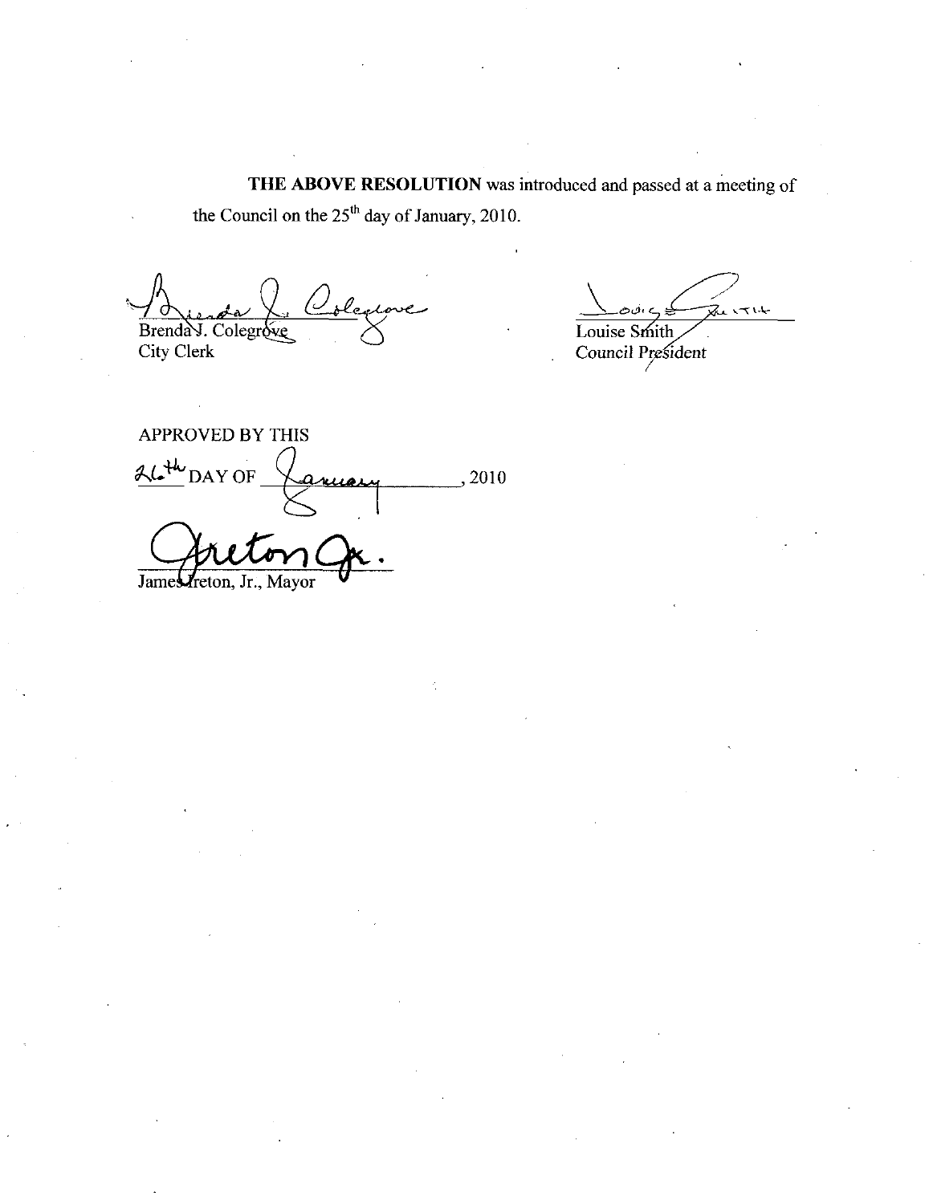**THE ABOVE RESOLUTION** was introduced and passed at a meeting of the Council on the 25th day of January, 2010.

Brenda J. Colegrove
City Clerk

Louise Smith
*Council President*

APPROVED BY THIS
26th DAY OF January, 2010

James Ireton, Jr., Mayor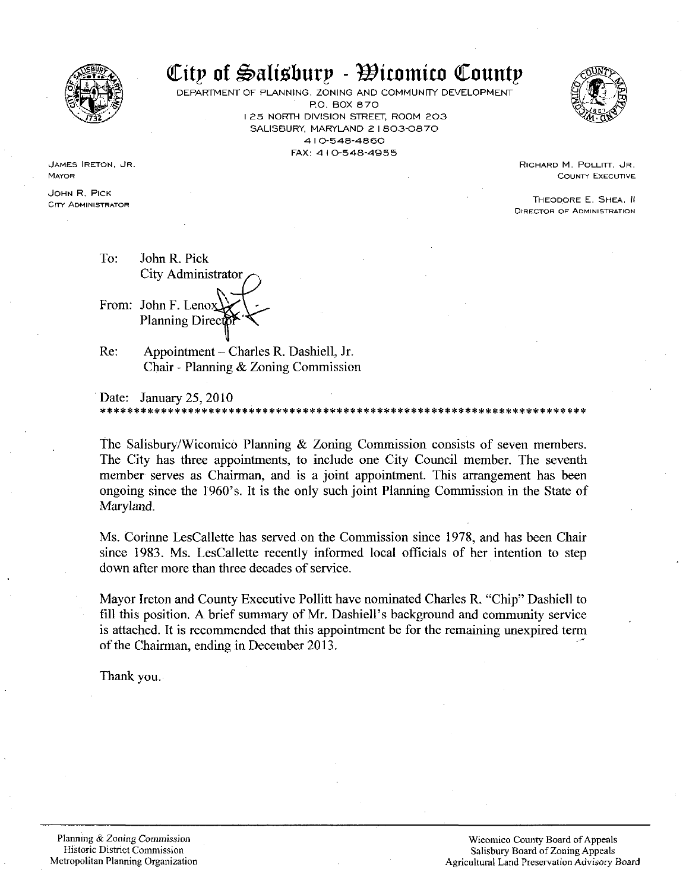# City of Salisbury - Wicomico County

DEPARTMENT OF PLANNING, ZONING AND COMMUNITY DEVELOPMENT
P.O. BOX 870
125 NORTH DIVISION STREET, ROOM 203
SALISBURY, MARYLAND 21803-0870
410-548-4860
FAX: 410-548-4955

JAMES IRETON, JR.
MAYOR

JOHN R. PICK
CITY ADMINISTRATOR

RICHARD M. POLLITT, JR.
COUNTY EXECUTIVE

THEODORE E. SHEA, II
DIRECTOR OF ADMINISTRATION

To: John R. Pick
City Administrator

From: John F. Lenox
Planning Director

Re: Appointment – Charles R. Dashiell, Jr.
Chair - Planning & Zoning Commission

Date: January 25, 2010

*************************************************************************

The Salisbury/Wicomico Planning & Zoning Commission consists of seven members. The City has three appointments, to include one City Council member. The seventh member serves as Chairman, and is a joint appointment. This arrangement has been ongoing since the 1960's. It is the only such joint Planning Commission in the State of Maryland.

Ms. Corinne LesCallette has served on the Commission since 1978, and has been Chair since 1983. Ms. LesCallette recently informed local officials of her intention to step down after more than three decades of service.

Mayor Ireton and County Executive Pollitt have nominated Charles R. "Chip" Dashiell to fill this position. A brief summary of Mr. Dashiell's background and community service is attached. It is recommended that this appointment be for the remaining unexpired term of the Chairman, ending in December 2013.

Thank you.

Planning & Zoning Commission
Historic District Commission
Metropolitan Planning Organization

Wicomico County Board of Appeals
Salisbury Board of Zoning Appeals
Agricultural Land Preservation Advisory Board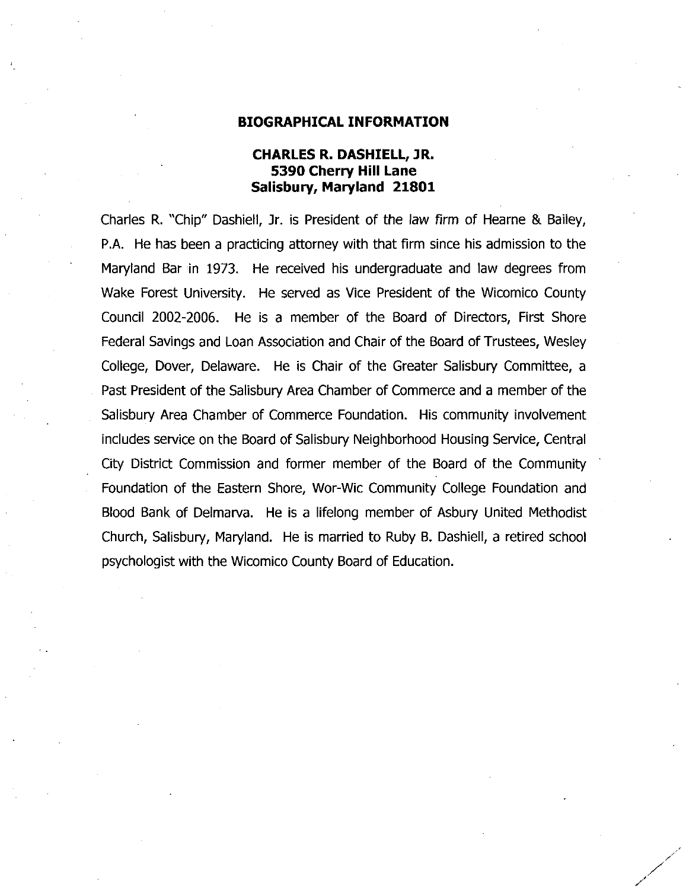## BIOGRAPHICAL INFORMATION

### CHARLES R. DASHIELL, JR.
### 5390 Cherry Hill Lane
### Salisbury, Maryland 21801

Charles R. "Chip" Dashiell, Jr. is President of the law firm of Hearne & Bailey, P.A. He has been a practicing attorney with that firm since his admission to the Maryland Bar in 1973. He received his undergraduate and law degrees from Wake Forest University. He served as Vice President of the Wicomico County Council 2002-2006. He is a member of the Board of Directors, First Shore Federal Savings and Loan Association and Chair of the Board of Trustees, Wesley College, Dover, Delaware. He is Chair of the Greater Salisbury Committee, a Past President of the Salisbury Area Chamber of Commerce and a member of the Salisbury Area Chamber of Commerce Foundation. His community involvement includes service on the Board of Salisbury Neighborhood Housing Service, Central City District Commission and former member of the Board of the Community Foundation of the Eastern Shore, Wor-Wic Community College Foundation and Blood Bank of Delmarva. He is a lifelong member of Asbury United Methodist Church, Salisbury, Maryland. He is married to Ruby B. Dashiell, a retired school psychologist with the Wicomico County Board of Education.